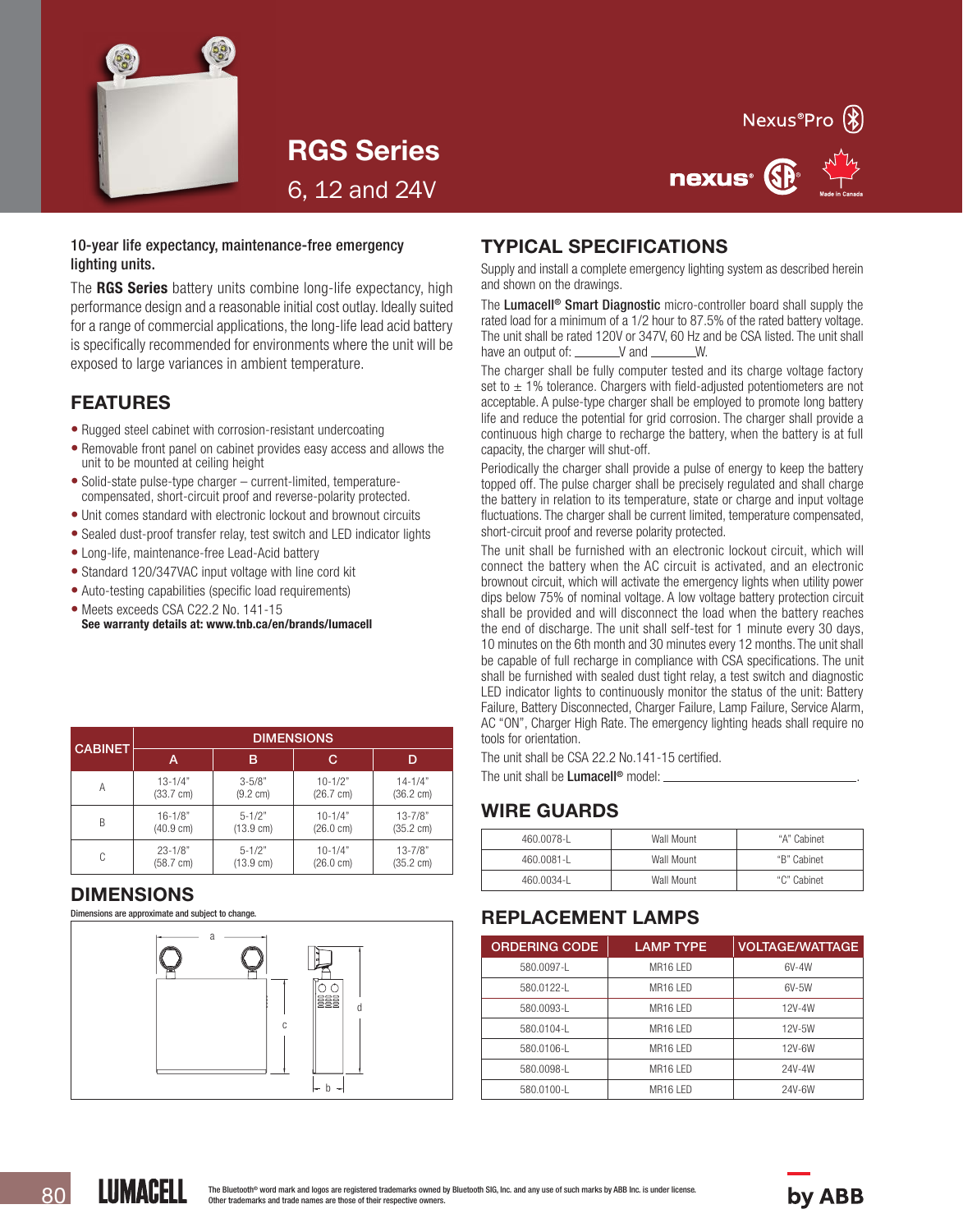# RGS Series

6, 12 and 24V

Nexus®Pro

**10-year life expectancy, maintenance-free emergency lighting units.**

The **RGS Series** battery units combine long-life expectancy, high performance design and a reasonable initial cost outlay. Ideally suited for a range of commercial applications, the long-life lead acid battery is specifically recommended for environments where the unit will be exposed to large variances in ambient temperature.

## FEATURES

- Rugged steel cabinet with corrosion-resistant undercoating
- Removable front panel on cabinet provides easy access and allows the unit to be mounted at ceiling height
- Solid-state pulse-type charger – current-limited, temperature-compensated, short-circuit proof and reverse-polarity protected.
- Unit comes standard with electronic lockout and brownout circuits
- Sealed dust-proof transfer relay, test switch and LED indicator lights
- Long-life, maintenance-free Lead-Acid battery
- Standard 120/347VAC input voltage with line cord kit
- Auto-testing capabilities (specific load requirements)
- Meets exceeds CSA C22.2 No. 141-15
  **See warranty details at: www.tnb.ca/en/brands/lumacell**

| CABINET | DIMENSIONS | | | |
|---|---|---|---|---|
| | A | B | C | D |
| A | 13-1/4" (33.7 cm) | 3-5/8" (9.2 cm) | 10-1/2" (26.7 cm) | 14-1/4" (36.2 cm) |
| B | 16-1/8" (40.9 cm) | 5-1/2" (13.9 cm) | 10-1/4" (26.0 cm) | 13-7/8" (35.2 cm) |
| C | 23-1/8" (58.7 cm) | 5-1/2" (13.9 cm) | 10-1/4" (26.0 cm) | 13-7/8" (35.2 cm) |

## DIMENSIONS

Dimensions are approximate and subject to change.

## TYPICAL SPECIFICATIONS

Supply and install a complete emergency lighting system as described herein and shown on the drawings.

The **Lumacell® Smart Diagnostic** micro-controller board shall supply the rated load for a minimum of a 1/2 hour to 87.5% of the rated battery voltage. The unit shall be rated 120V or 347V, 60 Hz and be CSA listed. The unit shall have an output of: _______V and _______W.

The charger shall be fully computer tested and its charge voltage factory set to ± 1% tolerance. Chargers with field-adjusted potentiometers are not acceptable. A pulse-type charger shall be employed to promote long battery life and reduce the potential for grid corrosion. The charger shall provide a continuous high charge to recharge the battery, when the battery is at full capacity, the charger will shut-off.

Periodically the charger shall provide a pulse of energy to keep the battery topped off. The pulse charger shall be precisely regulated and shall charge the battery in relation to its temperature, state or charge and input voltage fluctuations. The charger shall be current limited, temperature compensated, short-circuit proof and reverse polarity protected.

The unit shall be furnished with an electronic lockout circuit, which will connect the battery when the AC circuit is activated, and an electronic brownout circuit, which will activate the emergency lights when utility power dips below 75% of nominal voltage. A low voltage battery protection circuit shall be provided and will disconnect the load when the battery reaches the end of discharge. The unit shall self-test for 1 minute every 30 days, 10 minutes on the 6th month and 30 minutes every 12 months. The unit shall be capable of full recharge in compliance with CSA specifications. The unit shall be furnished with sealed dust tight relay, a test switch and diagnostic LED indicator lights to continuously monitor the status of the unit: Battery Failure, Battery Disconnected, Charger Failure, Lamp Failure, Service Alarm, AC "ON", Charger High Rate. The emergency lighting heads shall require no tools for orientation.

The unit shall be CSA 22.2 No.141-15 certified.

The unit shall be **Lumacell®** model: ______________________.

## WIRE GUARDS

| | | |
|---|---|---|
| 460.0078-L | Wall Mount | "A" Cabinet |
| 460.0081-L | Wall Mount | "B" Cabinet |
| 460.0034-L | Wall Mount | "C" Cabinet |

## REPLACEMENT LAMPS

| ORDERING CODE | LAMP TYPE | VOLTAGE/WATTAGE |
|---|---|---|
| 580.0097-L | MR16 LED | 6V-4W |
| 580.0122-L | MR16 LED | 6V-5W |
| 580.0093-L | MR16 LED | 12V-4W |
| 580.0104-L | MR16 LED | 12V-5W |
| 580.0106-L | MR16 LED | 12V-6W |
| 580.0098-L | MR16 LED | 24V-4W |
| 580.0100-L | MR16 LED | 24V-6W |

The Bluetooth® word mark and logos are registered trademarks owned by Bluetooth SIG, Inc. and any use of such marks by ABB Inc. is under license. Other trademarks and trade names are those of their respective owners.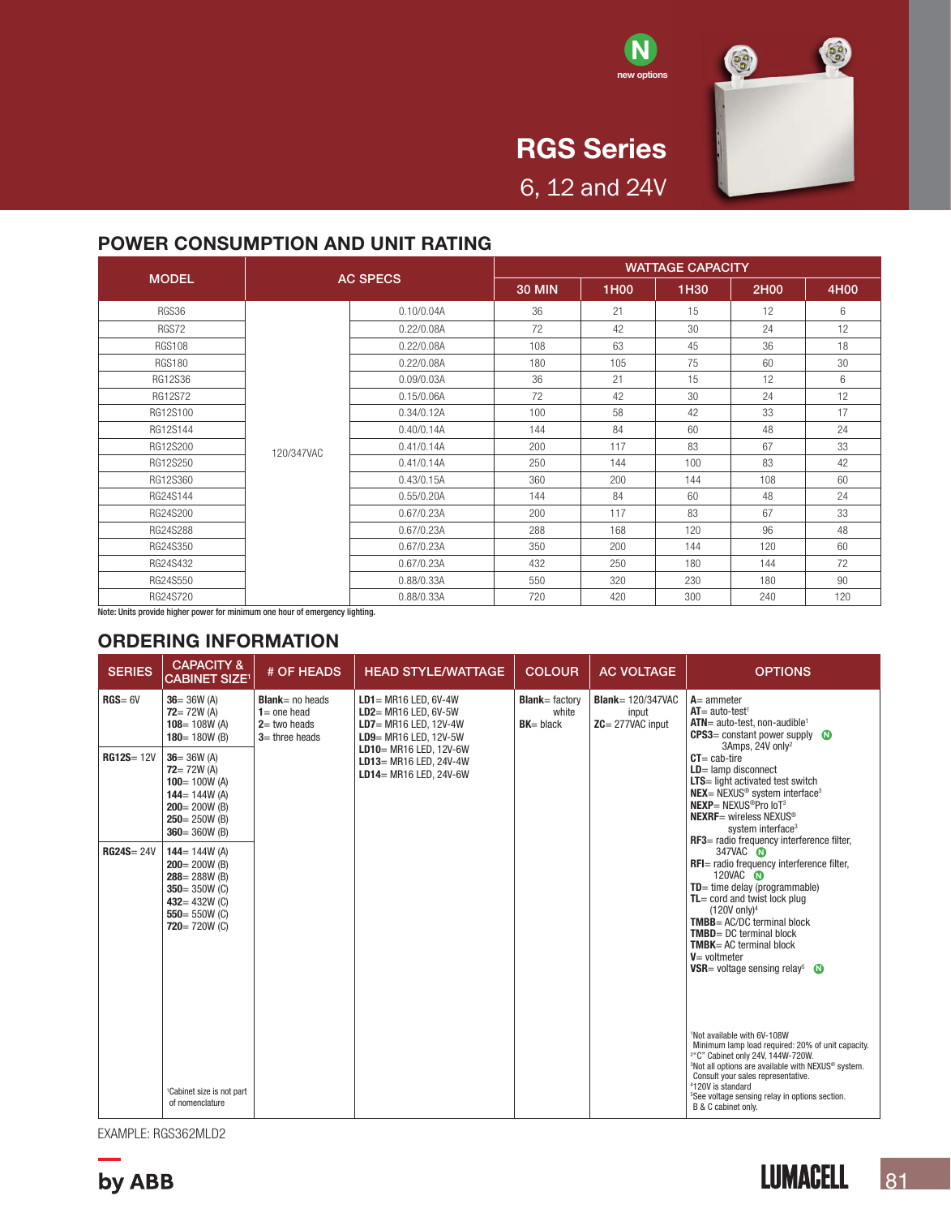new options

# RGS Series

6, 12 and 24V

## POWER CONSUMPTION AND UNIT RATING

| MODEL | AC SPECS | | WATTAGE CAPACITY | | | | |
|---|---|---|---|---|---|---|---|
| | | | 30 MIN | 1H00 | 1H30 | 2H00 | 4H00 |
| RGS36 | 120/347VAC | 0.10/0.04A | 36 | 21 | 15 | 12 | 6 |
| RGS72 | | 0.22/0.08A | 72 | 42 | 30 | 24 | 12 |
| RGS108 | | 0.22/0.08A | 108 | 63 | 45 | 36 | 18 |
| RGS180 | | 0.22/0.08A | 180 | 105 | 75 | 60 | 30 |
| RG12S36 | | 0.09/0.03A | 36 | 21 | 15 | 12 | 6 |
| RG12S72 | | 0.15/0.06A | 72 | 42 | 30 | 24 | 12 |
| RG12S100 | | 0.34/0.12A | 100 | 58 | 42 | 33 | 17 |
| RG12S144 | | 0.40/0.14A | 144 | 84 | 60 | 48 | 24 |
| RG12S200 | | 0.41/0.14A | 200 | 117 | 83 | 67 | 33 |
| RG12S250 | | 0.41/0.14A | 250 | 144 | 100 | 83 | 42 |
| RG12S360 | | 0.43/0.15A | 360 | 200 | 144 | 108 | 60 |
| RG24S144 | | 0.55/0.20A | 144 | 84 | 60 | 48 | 24 |
| RG24S200 | | 0.67/0.23A | 200 | 117 | 83 | 67 | 33 |
| RG24S288 | | 0.67/0.23A | 288 | 168 | 120 | 96 | 48 |
| RG24S350 | | 0.67/0.23A | 350 | 200 | 144 | 120 | 60 |
| RG24S432 | | 0.67/0.23A | 432 | 250 | 180 | 144 | 72 |
| RG24S550 | | 0.88/0.33A | 550 | 320 | 230 | 180 | 90 |
| RG24S720 | | 0.88/0.33A | 720 | 420 | 300 | 240 | 120 |

Note: Units provide higher power for minimum one hour of emergency lighting.

## ORDERING INFORMATION

| SERIES | CAPACITY & CABINET SIZE[1] | # OF HEADS | HEAD STYLE/WATTAGE | COLOUR | AC VOLTAGE | OPTIONS |
|---|---|---|---|---|---|---|
| **RGS**= 6V | **36**= 36W (A)<br>**72**= 72W (A)<br>**108**= 108W (A)<br>**180**= 180W (B) | **Blank**= no heads<br>**1**= one head<br>**2**= two heads<br>**3**= three heads | **LD1**= MR16 LED, 6V-4W<br>**LD2**= MR16 LED, 6V-5W<br>**LD7**= MR16 LED, 12V-4W<br>**LD9**= MR16 LED, 12V-5W<br>**LD10**= MR16 LED, 12V-6W<br>**LD13**= MR16 LED, 24V-4W<br>**LD14**= MR16 LED, 24V-6W | **Blank**= factory white<br>**BK**= black | **Blank**= 120/347VAC input<br>**ZC**= 277VAC input | **A**= ammeter<br>**AT**= auto-test[1]<br>**ATN**= auto-test, non-audible[1]<br>**CPS3**= constant power supply 3Amps, 24V only[2] (N)<br>**CT**= cab-tire<br>**LD**= lamp disconnect<br>**LTS**= light activated test switch<br>**NEX**= NEXUS® system interface[3]<br>**NEXP**= NEXUS®Pro IoT[3]<br>**NEXRF**= wireless NEXUS® system interface[3]<br>**RF3**= radio frequency interference filter, 347VAC (N)<br>**RFI**= radio frequency interference filter, 120VAC (N)<br>**TD**= time delay (programmable)<br>**TL**= cord and twist lock plug (120V only)[4]<br>**TMBB**= AC/DC terminal block<br>**TMBD**= DC terminal block<br>**TMBK**= AC terminal block<br>**V**= voltmeter<br>**VSR**= voltage sensing relay[5] (N) |
| **RG12S**= 12V | **36**= 36W (A)<br>**72**= 72W (A)<br>**100**= 100W (A)<br>**144**= 144W (A)<br>**200**= 200W (B)<br>**250**= 250W (B)<br>**360**= 360W (B) | | | | | |
| **RG24S**= 24V | **144**= 144W (A)<br>**200**= 200W (B)<br>**288**= 288W (B)<br>**350**= 350W (C)<br>**432**= 432W (C)<br>**550**= 550W (C)<br>**720**= 720W (C) | | | | | |

[1]Cabinet size is not part of nomenclature

[1]Not available with 6V-108W. Minimum lamp load required: 20% of unit capacity.
[2]"C" Cabinet only 24V, 144W-720W.
[3]Not all options are available with NEXUS® system. Consult your sales representative.
[4]120V is standard
[5]See voltage sensing relay in options section. B & C cabinet only.

EXAMPLE: RGS362MLD2

by ABB

LUMACELL